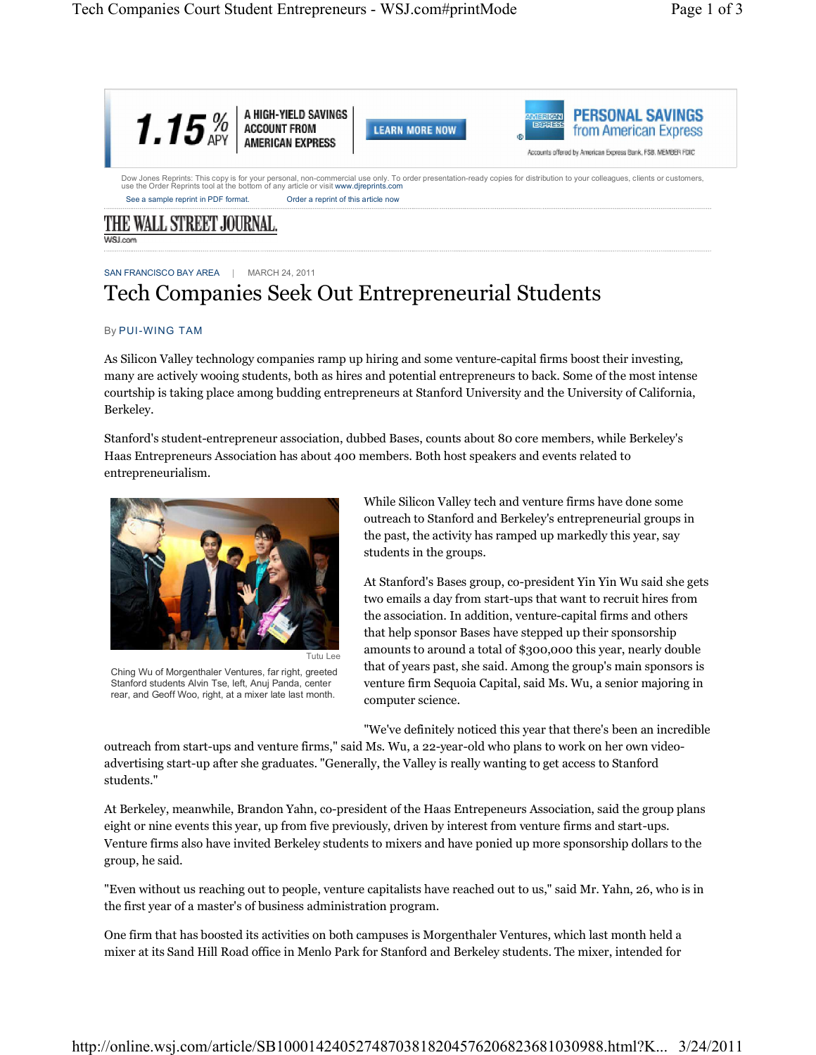Dow Jones Reprints: This copy is for your personal, non-commercial use only. To order presentation-ready copies for distribution to your colleagues, clients or customers, use the Order Reprints tool at the bottom of any article or visit www.djreprints.com

See a sample reprint in PDF format. Order a reprint of this article now

THE WALL STREET JOURNAL.
WSJ.com

SAN FRANCISCO BAY AREA | MARCH 24, 2011

# Tech Companies Seek Out Entrepreneurial Students

By PUI-WING TAM

As Silicon Valley technology companies ramp up hiring and some venture-capital firms boost their investing, many are actively wooing students, both as hires and potential entrepreneurs to back. Some of the most intense courtship is taking place among budding entrepreneurs at Stanford University and the University of California, Berkeley.

Stanford's student-entrepreneur association, dubbed Bases, counts about 80 core members, while Berkeley's Haas Entrepreneurs Association has about 400 members. Both host speakers and events related to entrepreneurialism.

Tutu Lee

Ching Wu of Morgenthaler Ventures, far right, greeted Stanford students Alvin Tse, left, Anuj Panda, center rear, and Geoff Woo, right, at a mixer late last month.

While Silicon Valley tech and venture firms have done some outreach to Stanford and Berkeley's entrepreneurial groups in the past, the activity has ramped up markedly this year, say students in the groups.

At Stanford's Bases group, co-president Yin Yin Wu said she gets two emails a day from start-ups that want to recruit hires from the association. In addition, venture-capital firms and others that help sponsor Bases have stepped up their sponsorship amounts to around a total of $300,000 this year, nearly double that of years past, she said. Among the group's main sponsors is venture firm Sequoia Capital, said Ms. Wu, a senior majoring in computer science.

"We've definitely noticed this year that there's been an incredible outreach from start-ups and venture firms," said Ms. Wu, a 22-year-old who plans to work on her own video-advertising start-up after she graduates. "Generally, the Valley is really wanting to get access to Stanford students."

At Berkeley, meanwhile, Brandon Yahn, co-president of the Haas Entrepeneurs Association, said the group plans eight or nine events this year, up from five previously, driven by interest from venture firms and start-ups. Venture firms also have invited Berkeley students to mixers and have ponied up more sponsorship dollars to the group, he said.

"Even without us reaching out to people, venture capitalists have reached out to us," said Mr. Yahn, 26, who is in the first year of a master's of business administration program.

One firm that has boosted its activities on both campuses is Morgenthaler Ventures, which last month held a mixer at its Sand Hill Road office in Menlo Park for Stanford and Berkeley students. The mixer, intended for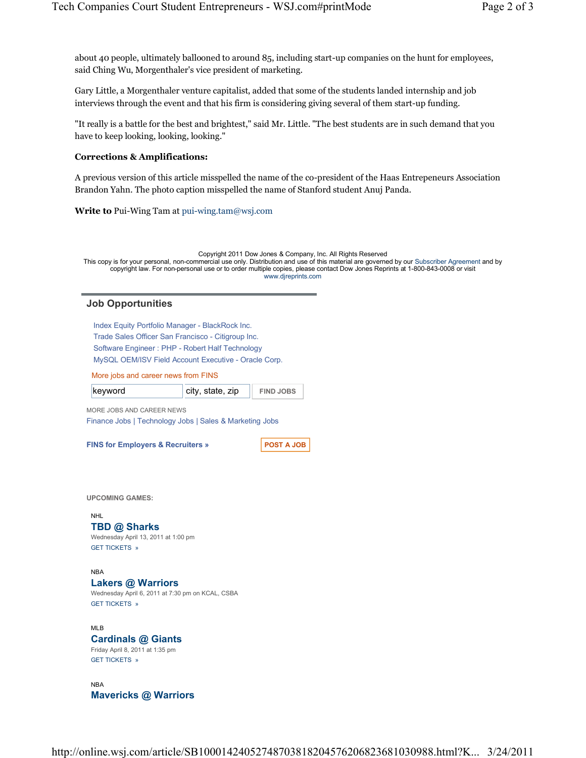about 40 people, ultimately ballooned to around 85, including start-up companies on the hunt for employees, said Ching Wu, Morgenthaler's vice president of marketing.

Gary Little, a Morgenthaler venture capitalist, added that some of the students landed internship and job interviews through the event and that his firm is considering giving several of them start-up funding.

"It really is a battle for the best and brightest," said Mr. Little. "The best students are in such demand that you have to keep looking, looking, looking."

**Corrections & Amplifications:**

A previous version of this article misspelled the name of the co-president of the Haas Entrepeneurs Association Brandon Yahn. The photo caption misspelled the name of Stanford student Anuj Panda.

**Write to** Pui-Wing Tam at pui-wing.tam@wsj.com

Copyright 2011 Dow Jones & Company, Inc. All Rights Reserved
This copy is for your personal, non-commercial use only. Distribution and use of this material are governed by our Subscriber Agreement and by copyright law. For non-personal use or to order multiple copies, please contact Dow Jones Reprints at 1-800-843-0008 or visit www.djreprints.com

## Job Opportunities

- Index Equity Portfolio Manager - BlackRock Inc.
- Trade Sales Officer San Francisco - Citigroup Inc.
- Software Engineer : PHP - Robert Half Technology
- MySQL OEM/ISV Field Account Executive - Oracle Corp.

More jobs and career news from FINS

keyword | city, state, zip | FIND JOBS

MORE JOBS AND CAREER NEWS
Finance Jobs | Technology Jobs | Sales & Marketing Jobs

**FINS for Employers & Recruiters »** POST A JOB

**UPCOMING GAMES:**

NHL
### TBD @ Sharks
Wednesday April 13, 2011 at 1:00 pm
GET TICKETS »

NBA
### Lakers @ Warriors
Wednesday April 6, 2011 at 7:30 pm on KCAL, CSBA
GET TICKETS »

MLB
### Cardinals @ Giants
Friday April 8, 2011 at 1:35 pm
GET TICKETS »

NBA
### Mavericks @ Warriors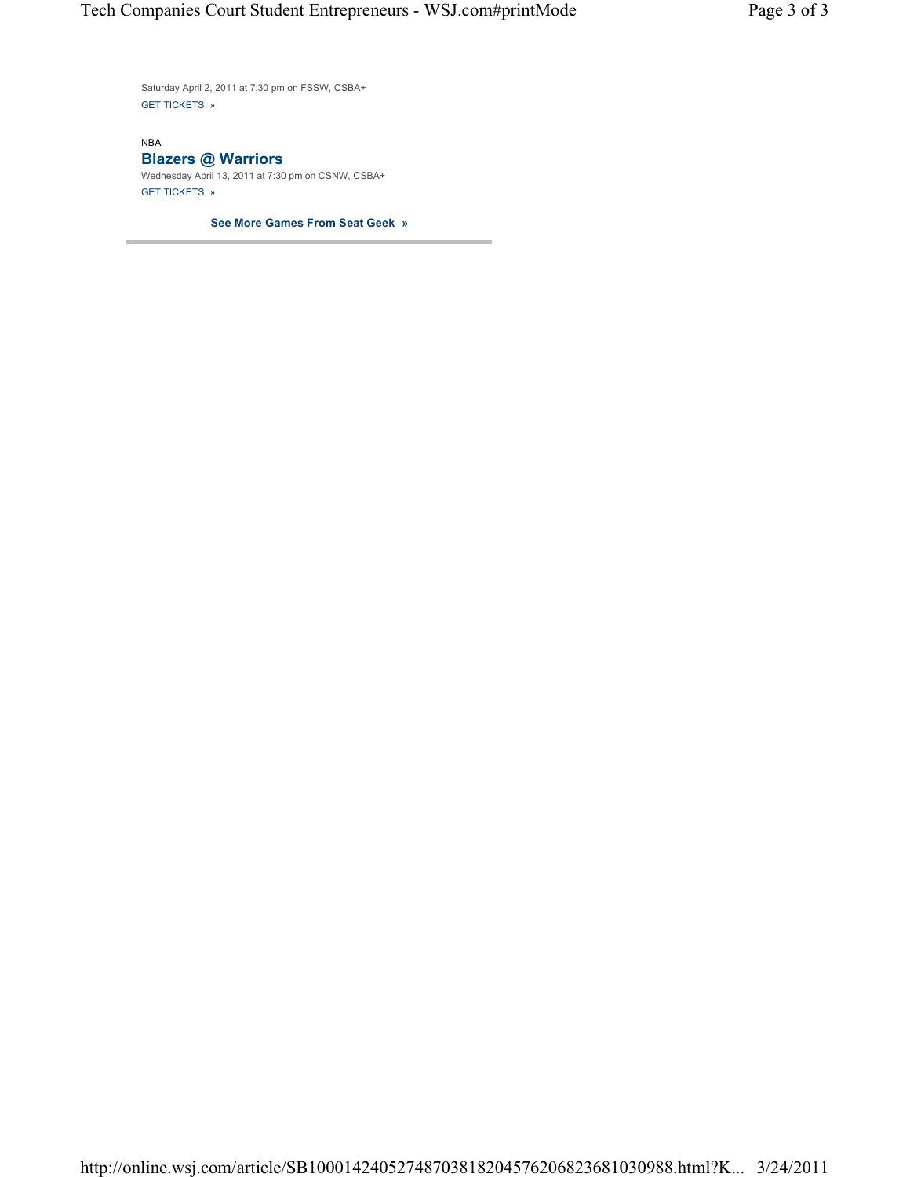Saturday April 2, 2011 at 7:30 pm on FSSW, CSBA+

GET TICKETS »

NBA

### Blazers @ Warriors

Wednesday April 13, 2011 at 7:30 pm on CSNW, CSBA+

GET TICKETS »

**See More Games From Seat Geek »**